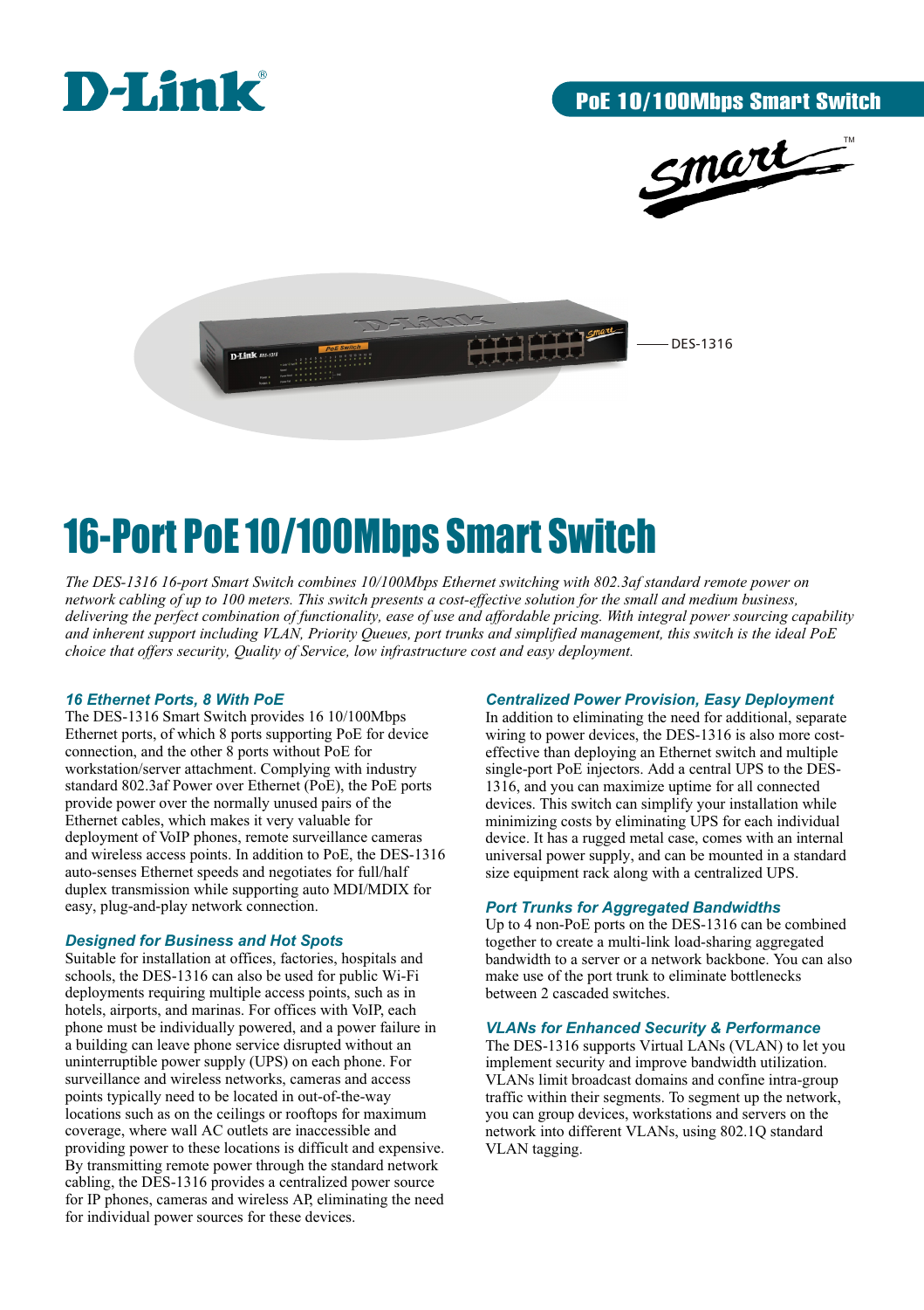PoE 10/100Mbps Smart Switch

DES-1316

# 16-Port PoE 10/100Mbps Smart Switch

*The DES-1316 16-port Smart Switch combines 10/100Mbps Ethernet switching with 802.3af standard remote power on network cabling of up to 100 meters. This switch presents a cost-effective solution for the small and medium business, delivering the perfect combination of functionality, ease of use and affordable pricing. With integral power sourcing capability and inherent support including VLAN, Priority Queues, port trunks and simplified management, this switch is the ideal PoE choice that offers security, Quality of Service, low infrastructure cost and easy deployment.*

### 16 Ethernet Ports, 8 With PoE

The DES-1316 Smart Switch provides 16 10/100Mbps Ethernet ports, of which 8 ports supporting PoE for device connection, and the other 8 ports without PoE for workstation/server attachment. Complying with industry standard 802.3af Power over Ethernet (PoE), the PoE ports provide power over the normally unused pairs of the Ethernet cables, which makes it very valuable for deployment of VoIP phones, remote surveillance cameras and wireless access points. In addition to PoE, the DES-1316 auto-senses Ethernet speeds and negotiates for full/half duplex transmission while supporting auto MDI/MDIX for easy, plug-and-play network connection.

### Designed for Business and Hot Spots

Suitable for installation at offices, factories, hospitals and schools, the DES-1316 can also be used for public Wi-Fi deployments requiring multiple access points, such as in hotels, airports, and marinas. For offices with VoIP, each phone must be individually powered, and a power failure in a building can leave phone service disrupted without an uninterruptible power supply (UPS) on each phone. For surveillance and wireless networks, cameras and access points typically need to be located in out-of-the-way locations such as on the ceilings or rooftops for maximum coverage, where wall AC outlets are inaccessible and providing power to these locations is difficult and expensive. By transmitting remote power through the standard network cabling, the DES-1316 provides a centralized power source for IP phones, cameras and wireless AP, eliminating the need for individual power sources for these devices.

### Centralized Power Provision, Easy Deployment

In addition to eliminating the need for additional, separate wiring to power devices, the DES-1316 is also more cost-effective than deploying an Ethernet switch and multiple single-port PoE injectors. Add a central UPS to the DES-1316, and you can maximize uptime for all connected devices. This switch can simplify your installation while minimizing costs by eliminating UPS for each individual device. It has a rugged metal case, comes with an internal universal power supply, and can be mounted in a standard size equipment rack along with a centralized UPS.

### Port Trunks for Aggregated Bandwidths

Up to 4 non-PoE ports on the DES-1316 can be combined together to create a multi-link load-sharing aggregated bandwidth to a server or a network backbone. You can also make use of the port trunk to eliminate bottlenecks between 2 cascaded switches.

### VLANs for Enhanced Security & Performance

The DES-1316 supports Virtual LANs (VLAN) to let you implement security and improve bandwidth utilization. VLANs limit broadcast domains and confine intra-group traffic within their segments. To segment up the network, you can group devices, workstations and servers on the network into different VLANs, using 802.1Q standard VLAN tagging.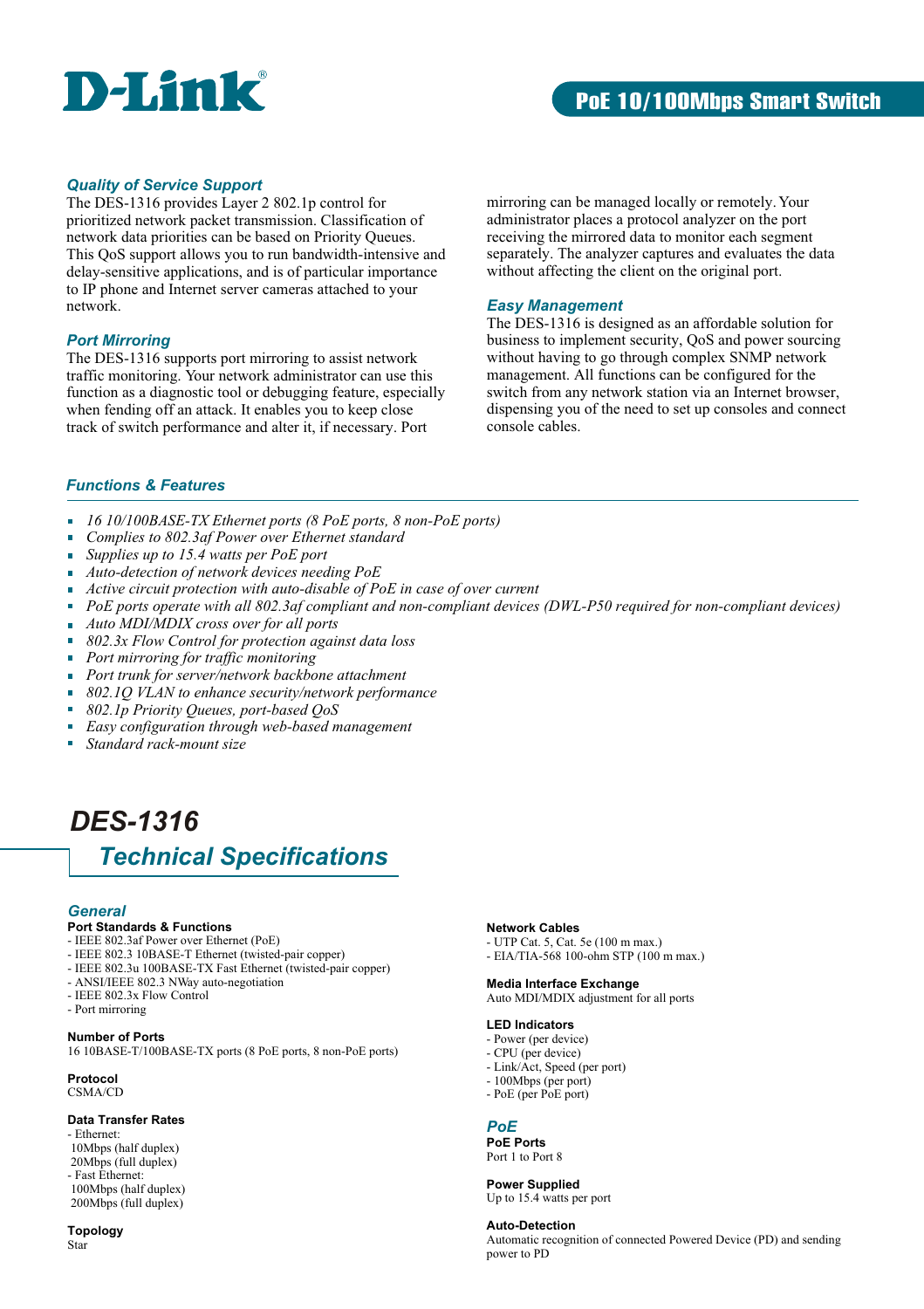## Quality of Service Support

The DES-1316 provides Layer 2 802.1p control for prioritized network packet transmission. Classification of network data priorities can be based on Priority Queues. This QoS support allows you to run bandwidth-intensive and delay-sensitive applications, and is of particular importance to IP phone and Internet server cameras attached to your network.

## Port Mirroring

The DES-1316 supports port mirroring to assist network traffic monitoring. Your network administrator can use this function as a diagnostic tool or debugging feature, especially when fending off an attack. It enables you to keep close track of switch performance and alter it, if necessary. Port mirroring can be managed locally or remotely. Your administrator places a protocol analyzer on the port receiving the mirrored data to monitor each segment separately. The analyzer captures and evaluates the data without affecting the client on the original port.

## Easy Management

The DES-1316 is designed as an affordable solution for business to implement security, QoS and power sourcing without having to go through complex SNMP network management. All functions can be configured for the switch from any network station via an Internet browser, dispensing you of the need to set up consoles and connect console cables.

## Functions & Features

- *16 10/100BASE-TX Ethernet ports (8 PoE ports, 8 non-PoE ports)*
- *Complies to 802.3af Power over Ethernet standard*
- *Supplies up to 15.4 watts per PoE port*
- *Auto-detection of network devices needing PoE*
- *Active circuit protection with auto-disable of PoE in case of over current*
- *PoE ports operate with all 802.3af compliant and non-compliant devices (DWL-P50 required for non-compliant devices)*
- *Auto MDI/MDIX cross over for all ports*
- *802.3x Flow Control for protection against data loss*
- *Port mirroring for traffic monitoring*
- *Port trunk for server/network backbone attachment*
- *802.1Q VLAN to enhance security/network performance*
- *802.1p Priority Queues, port-based QoS*
- *Easy configuration through web-based management*
- *Standard rack-mount size*

# DES-1316

# Technical Specifications

## General

**Port Standards & Functions**
- IEEE 802.3af Power over Ethernet (PoE)
- IEEE 802.3 10BASE-T Ethernet (twisted-pair copper)
- IEEE 802.3u 100BASE-TX Fast Ethernet (twisted-pair copper)
- ANSI/IEEE 802.3 NWay auto-negotiation
- IEEE 802.3x Flow Control
- Port mirroring

**Number of Ports**
16 10BASE-T/100BASE-TX ports (8 PoE ports, 8 non-PoE ports)

**Protocol**
CSMA/CD

**Data Transfer Rates**
- Ethernet:
  10Mbps (half duplex)
  20Mbps (full duplex)
- Fast Ethernet:
  100Mbps (half duplex)
  200Mbps (full duplex)

**Topology**
Star

**Network Cables**
- UTP Cat. 5, Cat. 5e (100 m max.)
- EIA/TIA-568 100-ohm STP (100 m max.)

**Media Interface Exchange**
Auto MDI/MDIX adjustment for all ports

**LED Indicators**
- Power (per device)
- CPU (per device)
- Link/Act, Speed (per port)
- 100Mbps (per port)
- PoE (per PoE port)

## PoE

**PoE Ports**
Port 1 to Port 8

**Power Supplied**
Up to 15.4 watts per port

**Auto-Detection**
Automatic recognition of connected Powered Device (PD) and sending power to PD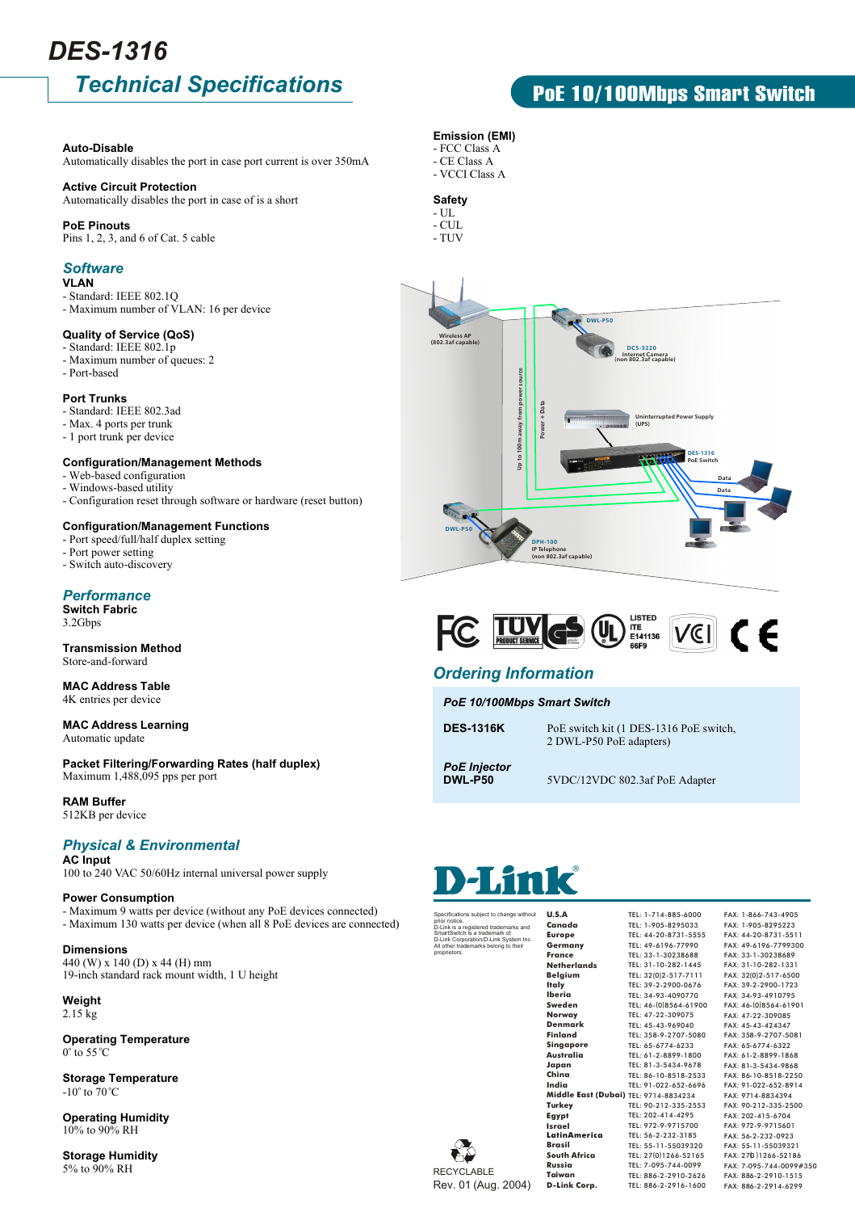# DES-1316

## Technical Specifications

**PoE 10/100Mbps Smart Switch**

**Auto-Disable**
Automatically disables the port in case port current is over 350mA

**Active Circuit Protection**
Automatically disables the port in case of is a short

**PoE Pinouts**
Pins 1, 2, 3, and 6 of Cat. 5 cable

### Software

**VLAN**
- Standard: IEEE 802.1Q
- Maximum number of VLAN: 16 per device

**Quality of Service (QoS)**
- Standard: IEEE 802.1p
- Maximum number of queues: 2
- Port-based

**Port Trunks**
- Standard: IEEE 802.3ad
- Max. 4 ports per trunk
- 1 port trunk per device

**Configuration/Management Methods**
- Web-based configuration
- Windows-based utility
- Configuration reset through software or hardware (reset button)

**Configuration/Management Functions**
- Port speed/full/half duplex setting
- Port power setting
- Switch auto-discovery

### Performance

**Switch Fabric**
3.2Gbps

**Transmission Method**
Store-and-forward

**MAC Address Table**
4K entries per device

**MAC Address Learning**
Automatic update

**Packet Filtering/Forwarding Rates (half duplex)**
Maximum 1,488,095 pps per port

**RAM Buffer**
512KB per device

### Physical & Environmental

**AC Input**
100 to 240 VAC 50/60Hz internal universal power supply

**Power Consumption**
- Maximum 9 watts per device (without any PoE devices connected)
- Maximum 130 watts per device (when all 8 PoE devices are connected)

**Dimensions**
440 (W) x 140 (D) x 44 (H) mm
19-inch standard rack mount width, 1 U height

**Weight**
2.15 kg

**Operating Temperature**
0° to 55°C

**Storage Temperature**
-10° to 70°C

**Operating Humidity**
10% to 90% RH

**Storage Humidity**
5% to 90% RH

**Emission (EMI)**
- FCC Class A
- CE Class A
- VCCI Class A

**Safety**
- UL
- CUL
- TUV

Wireless AP (802.3af capable)
DWL-P50
DCS-3220 Internet Camera (non 802.3af capable)
Up to 100 m away from power source
Power + Data
Uninterrupted Power Supply (UPS)
DES-1316 PoE Switch
Data
Data
DWL-P50
DPH-100 IP Telephone (non 802.3af capable)

LISTED ITE E141136 66F9

### Ordering Information

| | |
|---|---|
| ***PoE 10/100Mbps Smart Switch*** | |
| **DES-1316K** | PoE switch kit (1 DES-1316 PoE switch, 2 DWL-P50 PoE adapters) |
| ***PoE Injector*** **DWL-P50** | 5VDC/12VDC 802.3af PoE Adapter |

**D-Link®**

Specifications subject to change without prior notice.
D-Link is a registered trademarks and SmartSwitch is a trademark of D-Link Corporation/D-Link System Inc.
All other trademarks belong to their proprietors.

| | | |
|---|---|---|
| **U.S.A** | TEL: 1-714-885-6000 | FAX: 1-866-743-4905 |
| **Canada** | TEL: 1-905-8295033 | FAX: 1-905-8295223 |
| **Europe** | TEL: 44-20-8731-5555 | FAX: 44-20-8731-5511 |
| **Germany** | TEL: 49-6196-77990 | FAX: 49-6196-7799300 |
| **France** | TEL: 33-1-30238688 | FAX: 33-1-30238689 |
| **Netherlands** | TEL: 31-10-282-1445 | FAX: 31-10-282-1331 |
| **Belgium** | TEL: 32(0)2-517-7111 | FAX: 32(0)2-517-6500 |
| **Italy** | TEL: 39-2-2900-0676 | FAX: 39-2-2900-1723 |
| **Iberia** | TEL: 34-93-4090770 | FAX: 34-93-4910795 |
| **Sweden** | TEL: 46-(0)8564-61900 | FAX: 46-(0)8564-61901 |
| **Norway** | TEL: 47-22-309075 | FAX: 47-22-309085 |
| **Denmark** | TEL: 45-43-969040 | FAX: 45-43-424347 |
| **Finland** | TEL: 358-9-2707-5080 | FAX: 358-9-2707-5081 |
| **Singapore** | TEL: 65-6774-6233 | FAX: 65-6774-6322 |
| **Australia** | TEL: 61-2-8899-1800 | FAX: 61-2-8899-1868 |
| **Japan** | TEL: 81-3-5434-9678 | FAX: 81-3-5434-9868 |
| **China** | TEL: 86-10-8518-2533 | FAX: 86-10-8518-2250 |
| **India** | TEL: 91-022-652-6696 | FAX: 91-022-652-8914 |
| **Middle East (Dubai)** | TEL: 9714-8834234 | FAX: 9714-8834394 |
| **Turkey** | TEL: 90-212-335-2553 | FAX: 90-212-335-2500 |
| **Egypt** | TEL: 202-414-4295 | FAX: 202-415-6704 |
| **Israel** | TEL: 972-9-9715700 | FAX: 972-9-9715601 |
| **LatinAmerica** | TEL: 56-2-232-3185 | FAX: 56-2-232-0923 |
| **Brasil** | TEL: 55-11-55039320 | FAX: 55-11-55039321 |
| **South Africa** | TEL: 27(0)1266-52165 | FAX: 27(0)1266-52186 |
| **Russia** | TEL: 7-095-744-0099 | FAX: 7-095-744-0099#350 |
| **Taiwan** | TEL: 886-2-2910-2626 | FAX: 886-2-2910-1515 |
| **D-Link Corp.** | TEL: 886-2-2916-1600 | FAX: 886-2-2914-6299 |

RECYCLABLE

Rev. 01 (Aug. 2004)